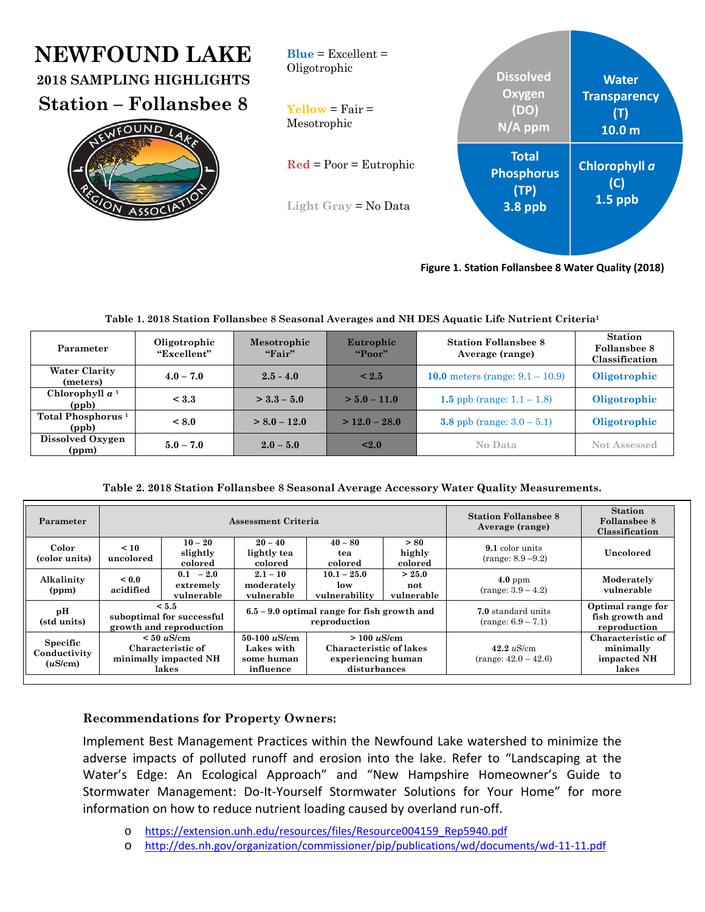# NEWFOUND LAKE

## 2018 SAMPLING HIGHLIGHTS

## Station – Follansbee 8

**Blue** = Excellent = Oligotrophic

**Yellow** = Fair = Mesotrophic

**Red** = Poor = Eutrophic

**Light Gray** = No Data

Dissolved Oxygen (DO) N/A ppm

Water Transparency (T) 10.0 m

Total Phosphorus (TP) 3.8 ppb

Chlorophyll *a* (C) 1.5 ppb

**Figure 1. Station Follansbee 8 Water Quality (2018)**

**Table 1. 2018 Station Follansbee 8 Seasonal Averages and NH DES Aquatic Life Nutrient Criteria[1]**

| Parameter | Oligotrophic "Excellent" | Mesotrophic "Fair" | Eutrophic "Poor" | Station Follansbee 8 Average (range) | Station Follansbee 8 Classification |
|---|---|---|---|---|---|
| Water Clarity (meters) | 4.0 – 7.0 | 2.5 - 4.0 | < 2.5 | **10.0** meters (range: 9.1 – 10.9) | **Oligotrophic** |
| Chlorophyll *a* [1] (ppb) | < 3.3 | > 3.3 – 5.0 | > 5.0 – 11.0 | **1.5** ppb (range: 1.1 – 1.8) | **Oligotrophic** |
| Total Phosphorus [1] (ppb) | < 8.0 | > 8.0 – 12.0 | > 12.0 – 28.0 | **3.8** ppb (range: 3.0 – 5.1) | **Oligotrophic** |
| Dissolved Oxygen (ppm) | 5.0 – 7.0 | 2.0 – 5.0 | <2.0 | No Data | Not Assessed |

**Table 2. 2018 Station Follansbee 8 Seasonal Average Accessory Water Quality Measurements.**

| Parameter | Assessment Criteria | | | | | Station Follansbee 8 Average (range) | Station Follansbee 8 Classification |
|---|---|---|---|---|---|---|---|
| Color (color units) | < 10 uncolored | 10 – 20 slightly colored | 20 – 40 lightly tea colored | 40 – 80 tea colored | > 80 highly colored | **9.1** color units (range: 8.9 –9.2) | Uncolored |
| Alkalinity (ppm) | < 0.0 acidified | 0.1 – 2.0 extremely vulnerable | 2.1 – 10 moderately vulnerable | 10.1 – 25.0 low vulnerability | > 25.0 not vulnerable | **4.0** ppm (range: 3.9 – 4.2) | Moderately vulnerable |
| pH (std units) | < 5.5 suboptimal for successful growth and reproduction | | 6.5 – 9.0 optimal range for fish growth and reproduction | | | **7.0** standard units (range: 6.9 – 7.1) | Optimal range for fish growth and reproduction |
| Specific Conductivity (*u*S/cm) | < 50 *u*S/cm Characteristic of minimally impacted NH lakes | | 50-100 *u*S/cm Lakes with some human influence | > 100 *u*S/cm Characteristic of lakes experiencing human disturbances | | **42.2** *u*S/cm (range: 42.0 – 42.6) | Characteristic of minimally impacted NH lakes |

**Recommendations for Property Owners:**

Implement Best Management Practices within the Newfound Lake watershed to minimize the adverse impacts of polluted runoff and erosion into the lake. Refer to "Landscaping at the Water's Edge: An Ecological Approach" and "New Hampshire Homeowner's Guide to Stormwater Management: Do-It-Yourself Stormwater Solutions for Your Home" for more information on how to reduce nutrient loading caused by overland run-off.

- https://extension.unh.edu/resources/files/Resource004159_Rep5940.pdf
- http://des.nh.gov/organization/commissioner/pip/publications/wd/documents/wd-11-11.pdf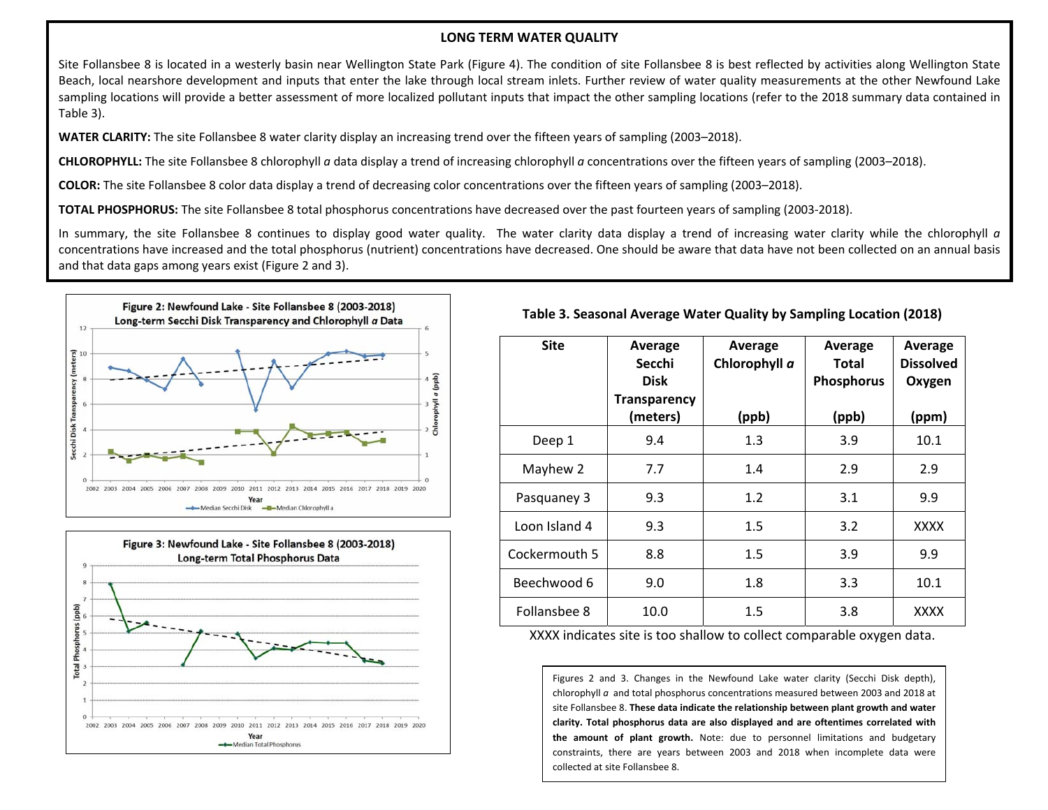## LONG TERM WATER QUALITY

Site Follansbee 8 is located in a westerly basin near Wellington State Park (Figure 4). The condition of site Follansbee 8 is best reflected by activities along Wellington State Beach, local nearshore development and inputs that enter the lake through local stream inlets. Further review of water quality measurements at the other Newfound Lake sampling locations will provide a better assessment of more localized pollutant inputs that impact the other sampling locations (refer to the 2018 summary data contained in Table 3).

**WATER CLARITY:** The site Follansbee 8 water clarity display an increasing trend over the fifteen years of sampling (2003–2018).

**CHLOROPHYLL:** The site Follansbee 8 chlorophyll *a* data display a trend of increasing chlorophyll *a* concentrations over the fifteen years of sampling (2003–2018).

**COLOR:** The site Follansbee 8 color data display a trend of decreasing color concentrations over the fifteen years of sampling (2003–2018).

**TOTAL PHOSPHORUS:** The site Follansbee 8 total phosphorus concentrations have decreased over the past fourteen years of sampling (2003-2018).

In summary, the site Follansbee 8 continues to display good water quality. The water clarity data display a trend of increasing water clarity while the chlorophyll *a* concentrations have increased and the total phosphorus (nutrient) concentrations have decreased. One should be aware that data have not been collected on an annual basis and that data gaps among years exist (Figure 2 and 3).

**Figure 2: Newfound Lake - Site Follansbee 8 (2003-2018) Long-term Secchi Disk Transparency and Chlorophyll *a* Data**

**Figure 3: Newfound Lake - Site Follansbee 8 (2003-2018) Long-term Total Phosphorus Data**

**Table 3. Seasonal Average Water Quality by Sampling Location (2018)**

| Site | Average Secchi Disk Transparency (meters) | Average Chlorophyll *a* (ppb) | Average Total Phosphorus (ppb) | Average Dissolved Oxygen (ppm) |
|---|---|---|---|---|
| Deep 1 | 9.4 | 1.3 | 3.9 | 10.1 |
| Mayhew 2 | 7.7 | 1.4 | 2.9 | 2.9 |
| Pasquaney 3 | 9.3 | 1.2 | 3.1 | 9.9 |
| Loon Island 4 | 9.3 | 1.5 | 3.2 | XXXX |
| Cockermouth 5 | 8.8 | 1.5 | 3.9 | 9.9 |
| Beechwood 6 | 9.0 | 1.8 | 3.3 | 10.1 |
| Follansbee 8 | 10.0 | 1.5 | 3.8 | XXXX |

XXXX indicates site is too shallow to collect comparable oxygen data.

Figures 2 and 3. Changes in the Newfound Lake water clarity (Secchi Disk depth), chlorophyll *a* and total phosphorus concentrations measured between 2003 and 2018 at site Follansbee 8. **These data indicate the relationship between plant growth and water clarity. Total phosphorus data are also displayed and are oftentimes correlated with the amount of plant growth.** Note: due to personnel limitations and budgetary constraints, there are years between 2003 and 2018 when incomplete data were collected at site Follansbee 8.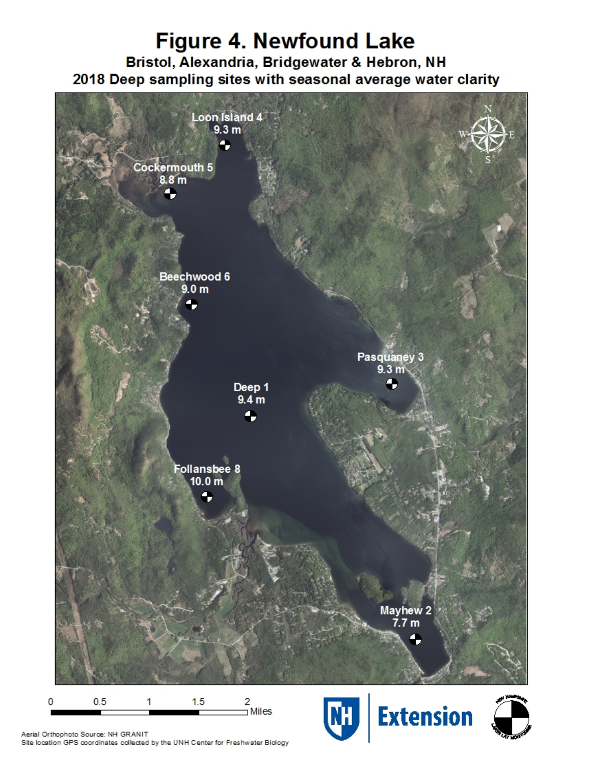# Figure 4. Newfound Lake

**Bristol, Alexandria, Bridgewater & Hebron, NH**

**2018 Deep sampling sites with seasonal average water clarity**

Loon Island 4
9.3 m

Cockermouth 5
8.8 m

Beechwood 6
9.0 m

Pasquaney 3
9.3 m

Deep 1
9.4 m

Follansbee 8
10.0 m

Mayhew 2
7.7 m

N
W E
S

0 0.5 1 1.5 2
Miles

Extension

Aerial Orthophoto Source: NH GRANIT
Site location GPS coordinates collected by the UNH Center for Freshwater Biology